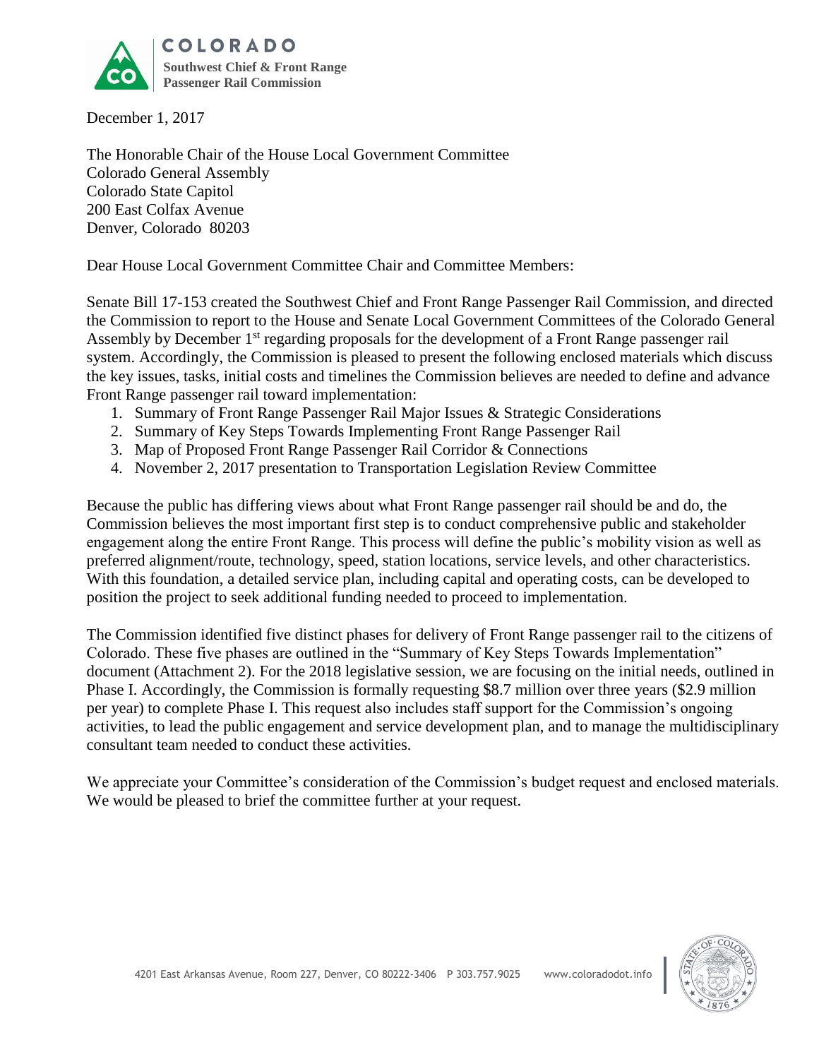**COLORADO**
**Southwest Chief & Front Range Passenger Rail Commission**

December 1, 2017

The Honorable Chair of the House Local Government Committee
Colorado General Assembly
Colorado State Capitol
200 East Colfax Avenue
Denver, Colorado 80203

Dear House Local Government Committee Chair and Committee Members:

Senate Bill 17-153 created the Southwest Chief and Front Range Passenger Rail Commission, and directed the Commission to report to the House and Senate Local Government Committees of the Colorado General Assembly by December 1st regarding proposals for the development of a Front Range passenger rail system. Accordingly, the Commission is pleased to present the following enclosed materials which discuss the key issues, tasks, initial costs and timelines the Commission believes are needed to define and advance Front Range passenger rail toward implementation:

1. Summary of Front Range Passenger Rail Major Issues & Strategic Considerations
2. Summary of Key Steps Towards Implementing Front Range Passenger Rail
3. Map of Proposed Front Range Passenger Rail Corridor & Connections
4. November 2, 2017 presentation to Transportation Legislation Review Committee

Because the public has differing views about what Front Range passenger rail should be and do, the Commission believes the most important first step is to conduct comprehensive public and stakeholder engagement along the entire Front Range. This process will define the public's mobility vision as well as preferred alignment/route, technology, speed, station locations, service levels, and other characteristics. With this foundation, a detailed service plan, including capital and operating costs, can be developed to position the project to seek additional funding needed to proceed to implementation.

The Commission identified five distinct phases for delivery of Front Range passenger rail to the citizens of Colorado. These five phases are outlined in the "Summary of Key Steps Towards Implementation" document (Attachment 2). For the 2018 legislative session, we are focusing on the initial needs, outlined in Phase I. Accordingly, the Commission is formally requesting \$8.7 million over three years (\$2.9 million per year) to complete Phase I. This request also includes staff support for the Commission's ongoing activities, to lead the public engagement and service development plan, and to manage the multidisciplinary consultant team needed to conduct these activities.

We appreciate your Committee's consideration of the Commission's budget request and enclosed materials. We would be pleased to brief the committee further at your request.

4201 East Arkansas Avenue, Room 227, Denver, CO 80222-3406 P 303.757.9025 www.coloradodot.info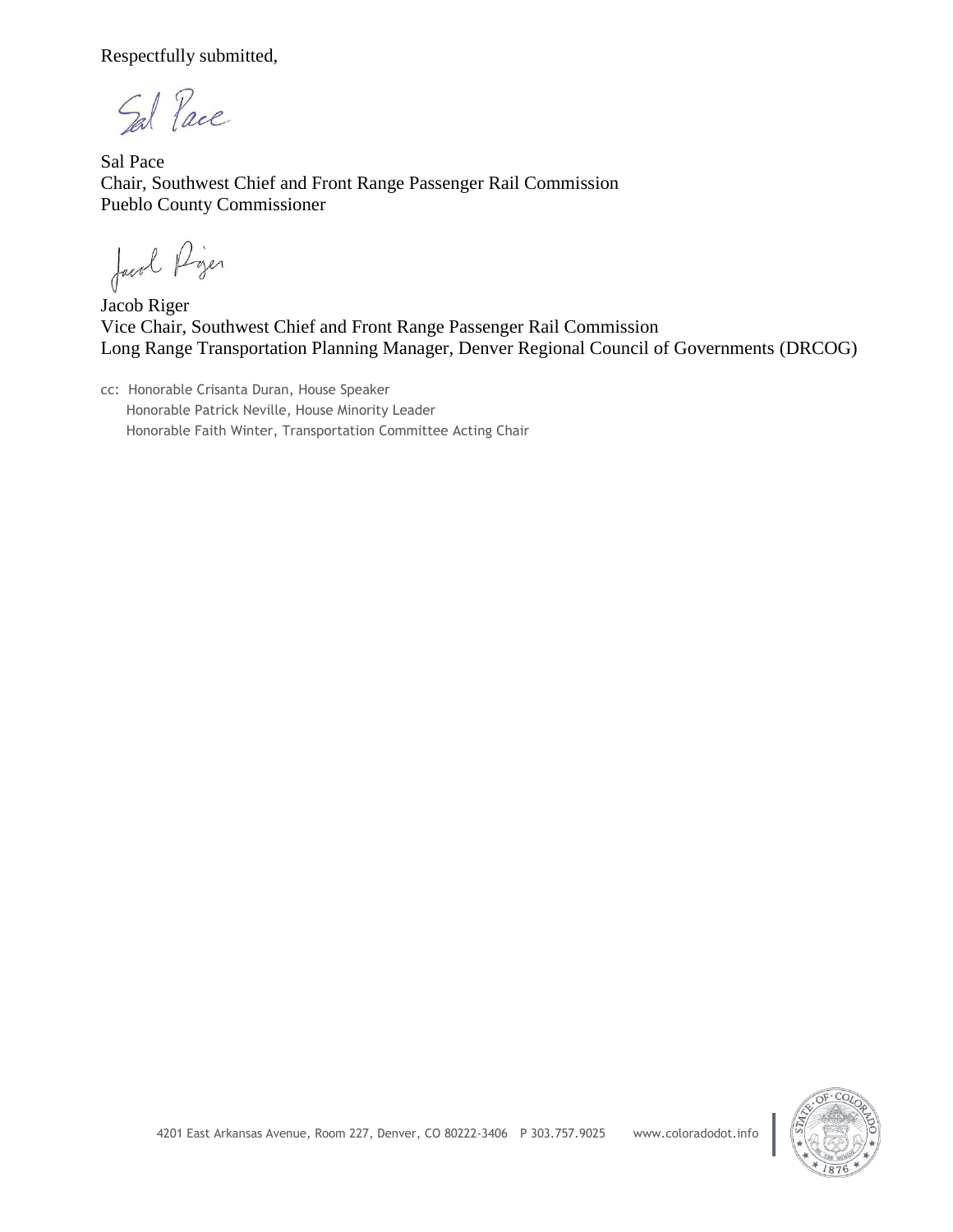Respectfully submitted,

Sal Pace
Chair, Southwest Chief and Front Range Passenger Rail Commission
Pueblo County Commissioner

Jacob Riger
Vice Chair, Southwest Chief and Front Range Passenger Rail Commission
Long Range Transportation Planning Manager, Denver Regional Council of Governments (DRCOG)

cc: Honorable Crisanta Duran, House Speaker
Honorable Patrick Neville, House Minority Leader
Honorable Faith Winter, Transportation Committee Acting Chair